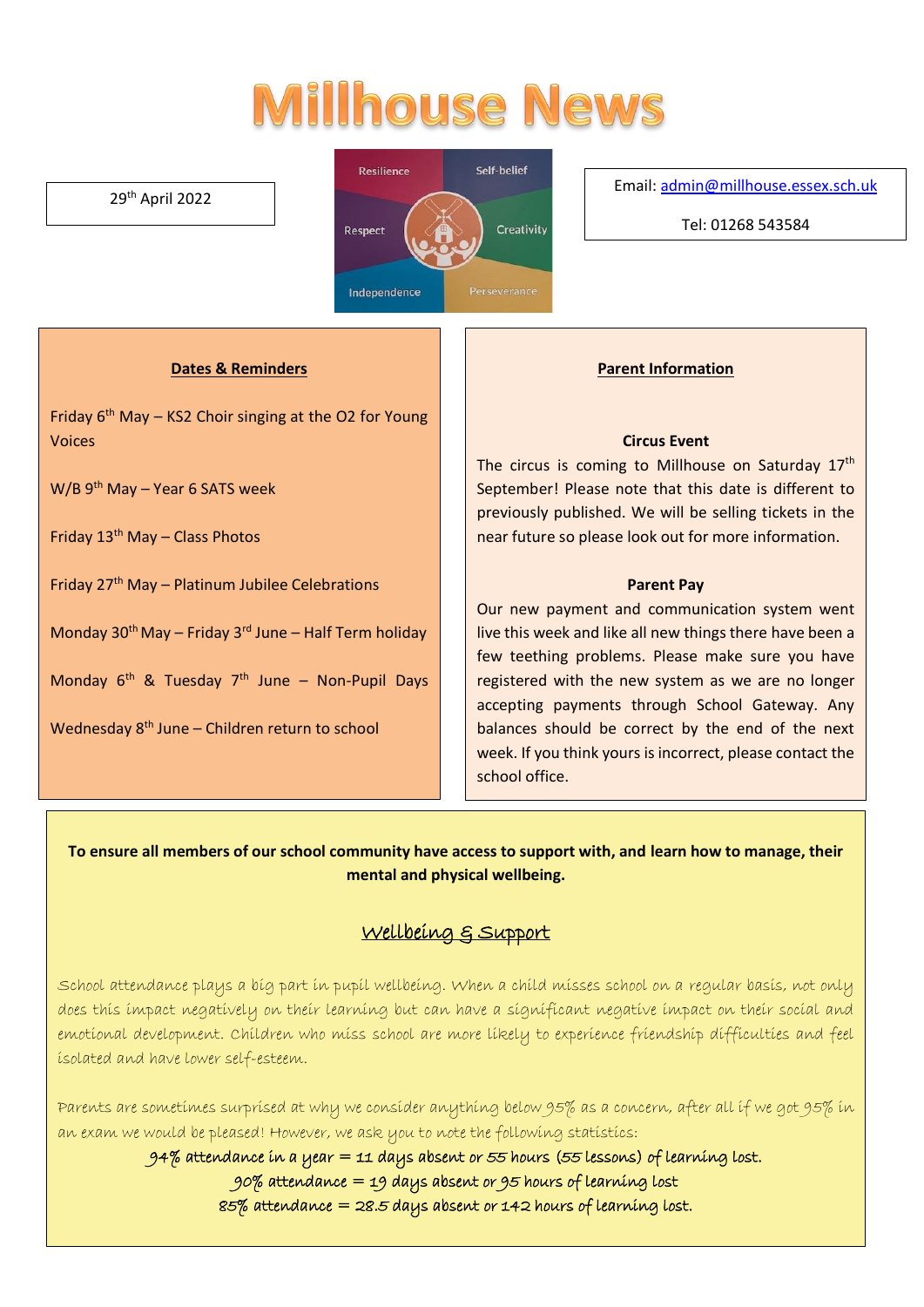# Millhouse News

29th April 2022

Email: admin@millhouse.essex.sch.uk

Tel: 01268 543584

## Dates & Reminders

Friday 6th May – KS2 Choir singing at the O2 for Young Voices

W/B 9th May – Year 6 SATS week

Friday 13th May – Class Photos

Friday 27th May – Platinum Jubilee Celebrations

Monday 30th May – Friday 3rd June – Half Term holiday

Monday 6th & Tuesday 7th June – Non-Pupil Days

Wednesday 8th June – Children return to school

## Parent Information

### Circus Event

The circus is coming to Millhouse on Saturday 17th September! Please note that this date is different to previously published. We will be selling tickets in the near future so please look out for more information.

### Parent Pay

Our new payment and communication system went live this week and like all new things there have been a few teething problems. Please make sure you have registered with the new system as we are no longer accepting payments through School Gateway. Any balances should be correct by the end of the next week. If you think yours is incorrect, please contact the school office.

**To ensure all members of our school community have access to support with, and learn how to manage, their mental and physical wellbeing.**

## Wellbeing & Support

School attendance plays a big part in pupil wellbeing. When a child misses school on a regular basis, not only does this impact negatively on their learning but can have a significant negative impact on their social and emotional development. Children who miss school are more likely to experience friendship difficulties and feel isolated and have lower self-esteem.

Parents are sometimes surprised at why we consider anything below 95% as a concern, after all if we got 95% in an exam we would be pleased! However, we ask you to note the following statistics:

94% attendance in a year = 11 days absent or 55 hours (55 lessons) of learning lost.

90% attendance = 19 days absent or 95 hours of learning lost

85% attendance = 28.5 days absent or 142 hours of learning lost.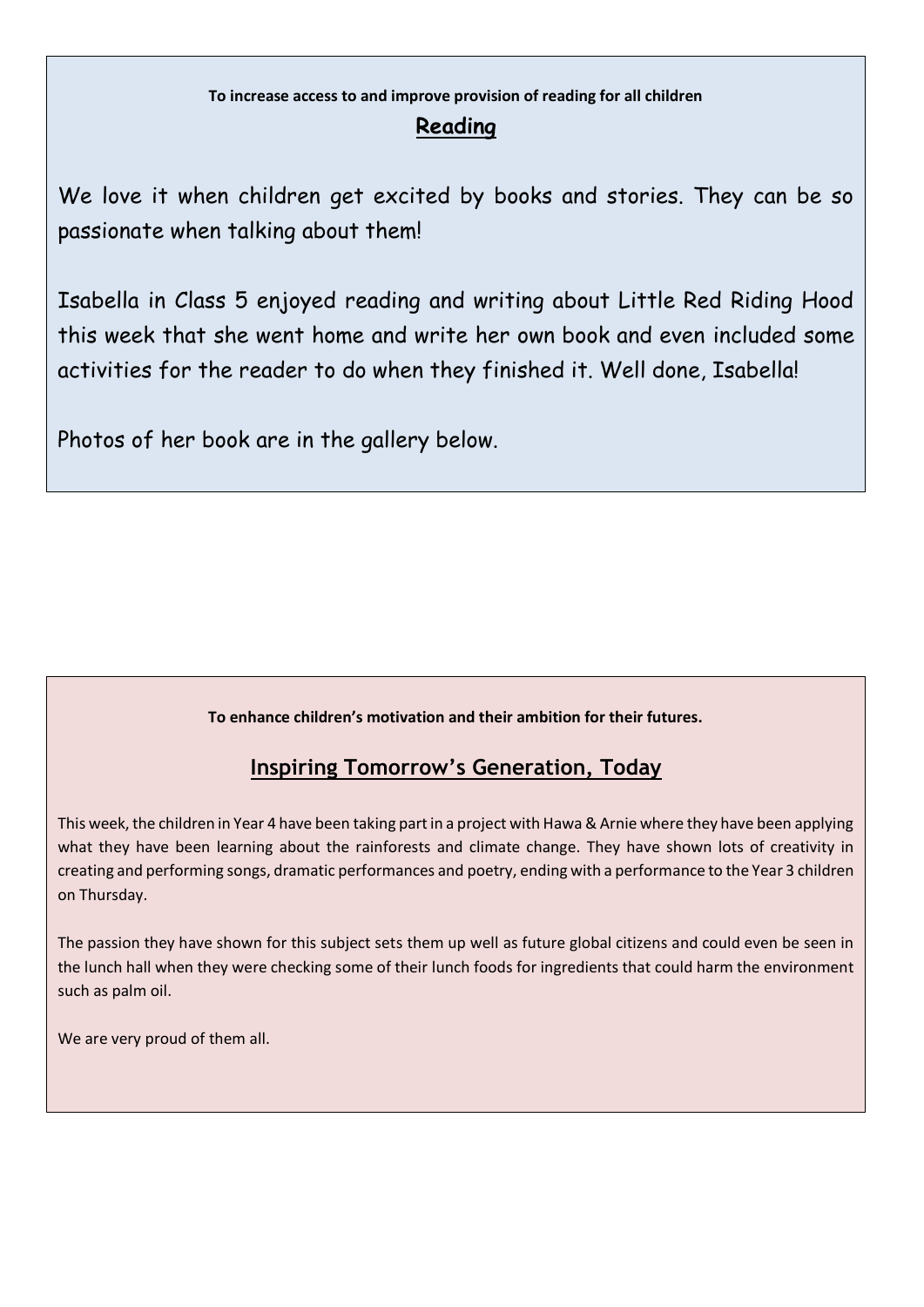**To increase access to and improve provision of reading for all children**

## Reading

We love it when children get excited by books and stories. They can be so passionate when talking about them!

Isabella in Class 5 enjoyed reading and writing about Little Red Riding Hood this week that she went home and write her own book and even included some activities for the reader to do when they finished it. Well done, Isabella!

Photos of her book are in the gallery below.

**To enhance children's motivation and their ambition for their futures.**

## Inspiring Tomorrow's Generation, Today

This week, the children in Year 4 have been taking part in a project with Hawa & Arnie where they have been applying what they have been learning about the rainforests and climate change. They have shown lots of creativity in creating and performing songs, dramatic performances and poetry, ending with a performance to the Year 3 children on Thursday.

The passion they have shown for this subject sets them up well as future global citizens and could even be seen in the lunch hall when they were checking some of their lunch foods for ingredients that could harm the environment such as palm oil.

We are very proud of them all.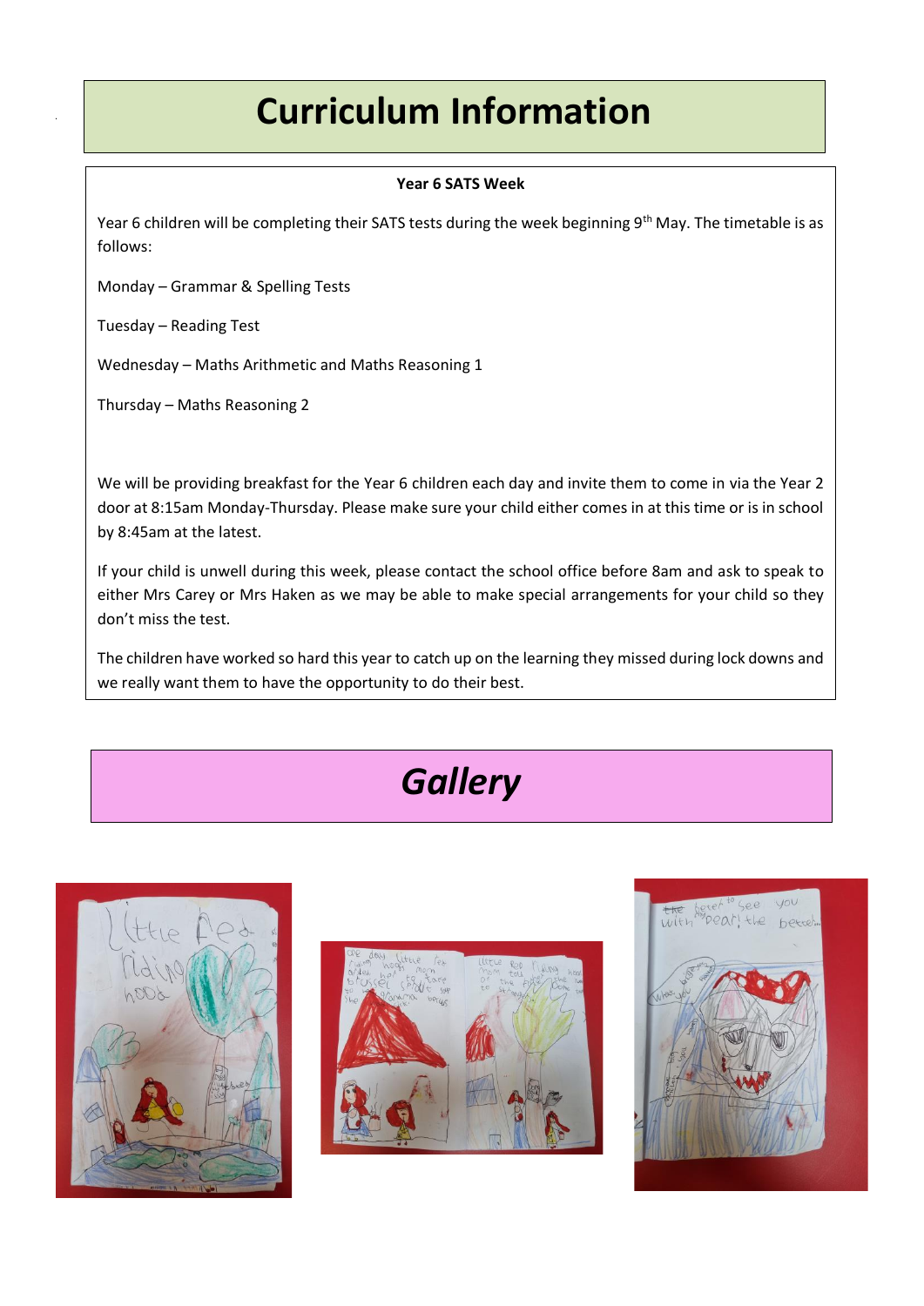# Curriculum Information

**Year 6 SATS Week**

Year 6 children will be completing their SATS tests during the week beginning 9th May. The timetable is as follows:

Monday – Grammar & Spelling Tests

Tuesday – Reading Test

Wednesday – Maths Arithmetic and Maths Reasoning 1

Thursday – Maths Reasoning 2

We will be providing breakfast for the Year 6 children each day and invite them to come in via the Year 2 door at 8:15am Monday-Thursday. Please make sure your child either comes in at this time or is in school by 8:45am at the latest.

If your child is unwell during this week, please contact the school office before 8am and ask to speak to either Mrs Carey or Mrs Haken as we may be able to make special arrangements for your child so they don't miss the test.

The children have worked so hard this year to catch up on the learning they missed during lock downs and we really want them to have the opportunity to do their best.

# *Gallery*